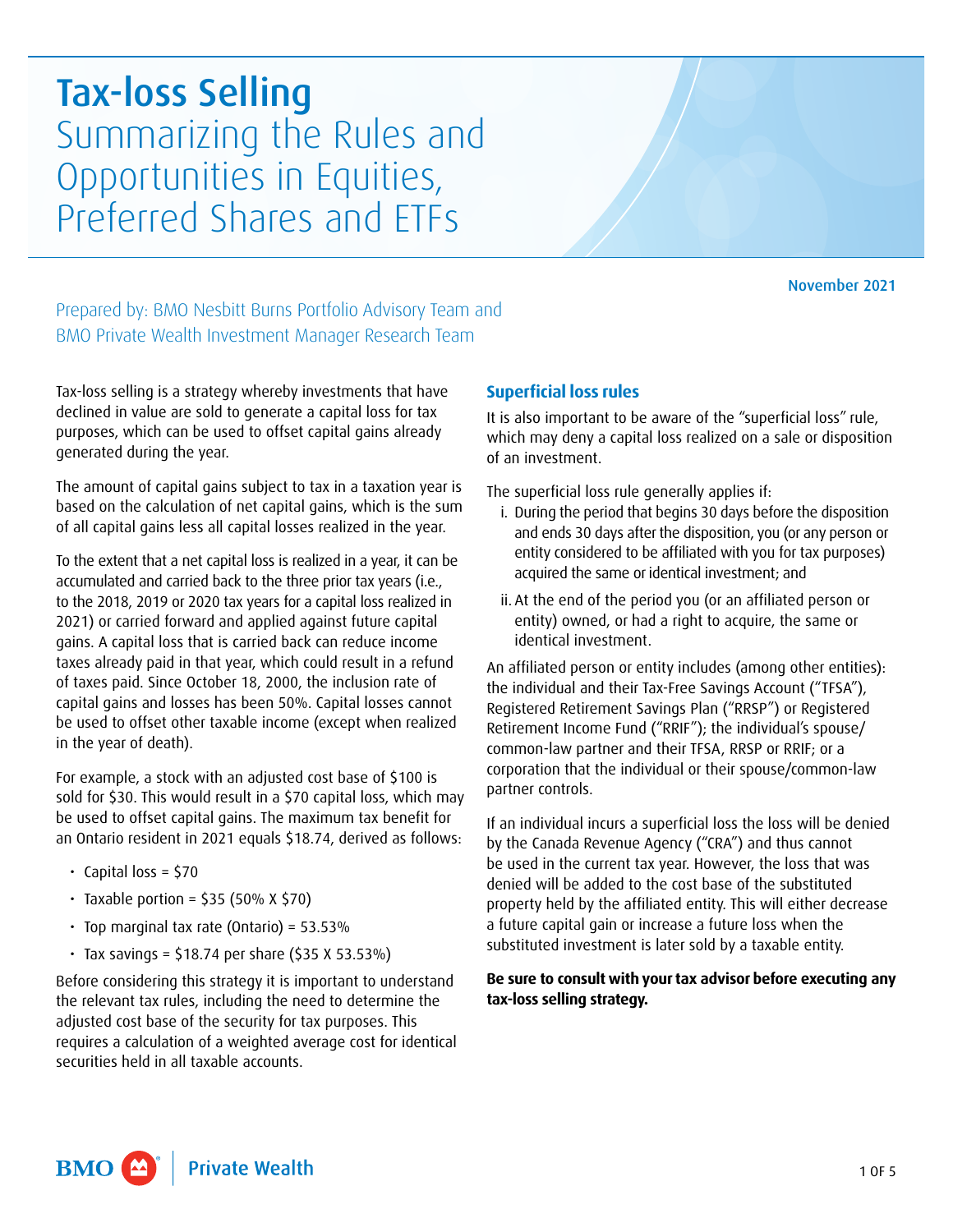# Tax-loss Selling

## Summarizing the Rules and Opportunities in Equities, Preferred Shares and ETFs

November 2021

Prepared by: BMO Nesbitt Burns Portfolio Advisory Team and BMO Private Wealth Investment Manager Research Team

Tax-loss selling is a strategy whereby investments that have declined in value are sold to generate a capital loss for tax purposes, which can be used to offset capital gains already generated during the year.

The amount of capital gains subject to tax in a taxation year is based on the calculation of net capital gains, which is the sum of all capital gains less all capital losses realized in the year.

To the extent that a net capital loss is realized in a year, it can be accumulated and carried back to the three prior tax years (i.e., to the 2018, 2019 or 2020 tax years for a capital loss realized in 2021) or carried forward and applied against future capital gains. A capital loss that is carried back can reduce income taxes already paid in that year, which could result in a refund of taxes paid. Since October 18, 2000, the inclusion rate of capital gains and losses has been 50%. Capital losses cannot be used to offset other taxable income (except when realized in the year of death).

For example, a stock with an adjusted cost base of $100 is sold for $30. This would result in a $70 capital loss, which may be used to offset capital gains. The maximum tax benefit for an Ontario resident in 2021 equals $18.74, derived as follows:

- Capital loss = $70
- Taxable portion = $35 (50% X $70)
- Top marginal tax rate (Ontario) = 53.53%
- Tax savings = $18.74 per share ($35 X 53.53%)

Before considering this strategy it is important to understand the relevant tax rules, including the need to determine the adjusted cost base of the security for tax purposes. This requires a calculation of a weighted average cost for identical securities held in all taxable accounts.

### Superficial loss rules

It is also important to be aware of the "superficial loss" rule, which may deny a capital loss realized on a sale or disposition of an investment.

The superficial loss rule generally applies if:

i. During the period that begins 30 days before the disposition and ends 30 days after the disposition, you (or any person or entity considered to be affiliated with you for tax purposes) acquired the same or identical investment; and

ii. At the end of the period you (or an affiliated person or entity) owned, or had a right to acquire, the same or identical investment.

An affiliated person or entity includes (among other entities): the individual and their Tax-Free Savings Account ("TFSA"), Registered Retirement Savings Plan ("RRSP") or Registered Retirement Income Fund ("RRIF"); the individual's spouse/common-law partner and their TFSA, RRSP or RRIF; or a corporation that the individual or their spouse/common-law partner controls.

If an individual incurs a superficial loss the loss will be denied by the Canada Revenue Agency ("CRA") and thus cannot be used in the current tax year. However, the loss that was denied will be added to the cost base of the substituted property held by the affiliated entity. This will either decrease a future capital gain or increase a future loss when the substituted investment is later sold by a taxable entity.

**Be sure to consult with your tax advisor before executing any tax-loss selling strategy.**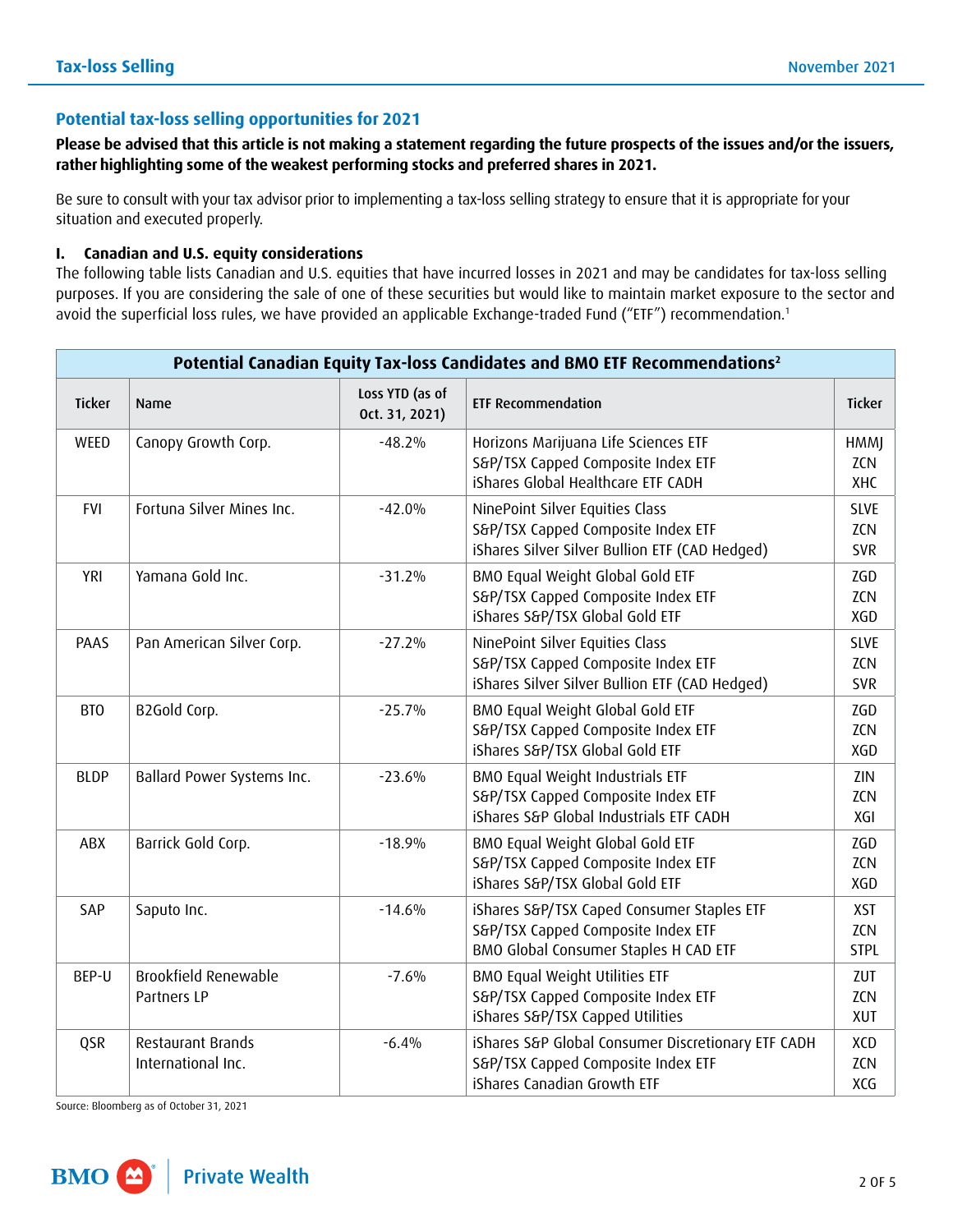## Potential tax-loss selling opportunities for 2021

**Please be advised that this article is not making a statement regarding the future prospects of the issues and/or the issuers, rather highlighting some of the weakest performing stocks and preferred shares in 2021.**

Be sure to consult with your tax advisor prior to implementing a tax-loss selling strategy to ensure that it is appropriate for your situation and executed properly.

### I. Canadian and U.S. equity considerations

The following table lists Canadian and U.S. equities that have incurred losses in 2021 and may be candidates for tax-loss selling purposes. If you are considering the sale of one of these securities but would like to maintain market exposure to the sector and avoid the superficial loss rules, we have provided an applicable Exchange-traded Fund ("ETF") recommendation.[1]

**Potential Canadian Equity Tax-loss Candidates and BMO ETF Recommendations[2]**

| Ticker | Name | Loss YTD (as of Oct. 31, 2021) | ETF Recommendation | Ticker |
|---|---|---|---|---|
| WEED | Canopy Growth Corp. | -48.2% | Horizons Marijuana Life Sciences ETF<br>S&P/TSX Capped Composite Index ETF<br>iShares Global Healthcare ETF CADH | HMMJ<br>ZCN<br>XHC |
| FVI | Fortuna Silver Mines Inc. | -42.0% | NinePoint Silver Equities Class<br>S&P/TSX Capped Composite Index ETF<br>iShares Silver Silver Bullion ETF (CAD Hedged) | SLVE<br>ZCN<br>SVR |
| YRI | Yamana Gold Inc. | -31.2% | BMO Equal Weight Global Gold ETF<br>S&P/TSX Capped Composite Index ETF<br>iShares S&P/TSX Global Gold ETF | ZGD<br>ZCN<br>XGD |
| PAAS | Pan American Silver Corp. | -27.2% | NinePoint Silver Equities Class<br>S&P/TSX Capped Composite Index ETF<br>iShares Silver Silver Bullion ETF (CAD Hedged) | SLVE<br>ZCN<br>SVR |
| BTO | B2Gold Corp. | -25.7% | BMO Equal Weight Global Gold ETF<br>S&P/TSX Capped Composite Index ETF<br>iShares S&P/TSX Global Gold ETF | ZGD<br>ZCN<br>XGD |
| BLDP | Ballard Power Systems Inc. | -23.6% | BMO Equal Weight Industrials ETF<br>S&P/TSX Capped Composite Index ETF<br>iShares S&P Global Industrials ETF CADH | ZIN<br>ZCN<br>XGI |
| ABX | Barrick Gold Corp. | -18.9% | BMO Equal Weight Global Gold ETF<br>S&P/TSX Capped Composite Index ETF<br>iShares S&P/TSX Global Gold ETF | ZGD<br>ZCN<br>XGD |
| SAP | Saputo Inc. | -14.6% | iShares S&P/TSX Caped Consumer Staples ETF<br>S&P/TSX Capped Composite Index ETF<br>BMO Global Consumer Staples H CAD ETF | XST<br>ZCN<br>STPL |
| BEP-U | Brookfield Renewable Partners LP | -7.6% | BMO Equal Weight Utilities ETF<br>S&P/TSX Capped Composite Index ETF<br>iShares S&P/TSX Capped Utilities | ZUT<br>ZCN<br>XUT |
| QSR | Restaurant Brands International Inc. | -6.4% | iShares S&P Global Consumer Discretionary ETF CADH<br>S&P/TSX Capped Composite Index ETF<br>iShares Canadian Growth ETF | XCD<br>ZCN<br>XCG |

Source: Bloomberg as of October 31, 2021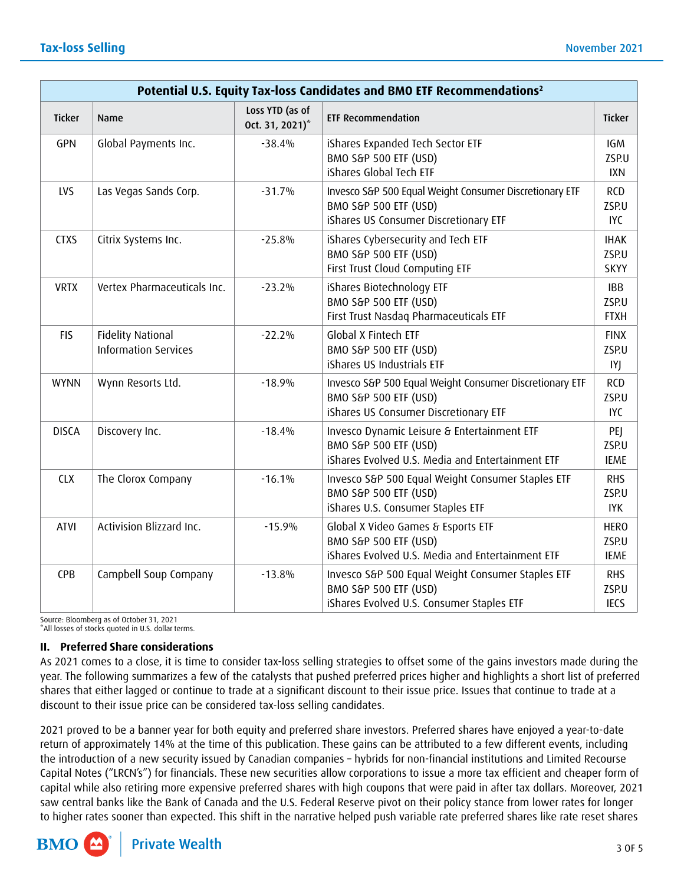| Potential U.S. Equity Tax-loss Candidates and BMO ETF Recommendations[2] | | | | |
|---|---|---|---|---|
| Ticker | Name | Loss YTD (as of Oct. 31, 2021)* | ETF Recommendation | Ticker |
| GPN | Global Payments Inc. | -38.4% | iShares Expanded Tech Sector ETF<br>BMO S&P 500 ETF (USD)<br>iShares Global Tech ETF | IGM<br>ZSP.U<br>IXN |
| LVS | Las Vegas Sands Corp. | -31.7% | Invesco S&P 500 Equal Weight Consumer Discretionary ETF<br>BMO S&P 500 ETF (USD)<br>iShares US Consumer Discretionary ETF | RCD<br>ZSP.U<br>IYC |
| CTXS | Citrix Systems Inc. | -25.8% | iShares Cybersecurity and Tech ETF<br>BMO S&P 500 ETF (USD)<br>First Trust Cloud Computing ETF | IHAK<br>ZSP.U<br>SKYY |
| VRTX | Vertex Pharmaceuticals Inc. | -23.2% | iShares Biotechnology ETF<br>BMO S&P 500 ETF (USD)<br>First Trust Nasdaq Pharmaceuticals ETF | IBB<br>ZSP.U<br>FTXH |
| FIS | Fidelity National Information Services | -22.2% | Global X Fintech ETF<br>BMO S&P 500 ETF (USD)<br>iShares US Industrials ETF | FINX<br>ZSP.U<br>IYJ |
| WYNN | Wynn Resorts Ltd. | -18.9% | Invesco S&P 500 Equal Weight Consumer Discretionary ETF<br>BMO S&P 500 ETF (USD)<br>iShares US Consumer Discretionary ETF | RCD<br>ZSP.U<br>IYC |
| DISCA | Discovery Inc. | -18.4% | Invesco Dynamic Leisure & Entertainment ETF<br>BMO S&P 500 ETF (USD)<br>iShares Evolved U.S. Media and Entertainment ETF | PEJ<br>ZSP.U<br>IEME |
| CLX | The Clorox Company | -16.1% | Invesco S&P 500 Equal Weight Consumer Staples ETF<br>BMO S&P 500 ETF (USD)<br>iShares U.S. Consumer Staples ETF | RHS<br>ZSP.U<br>IYK |
| ATVI | Activision Blizzard Inc. | -15.9% | Global X Video Games & Esports ETF<br>BMO S&P 500 ETF (USD)<br>iShares Evolved U.S. Media and Entertainment ETF | HERO<br>ZSP.U<br>IEME |
| CPB | Campbell Soup Company | -13.8% | Invesco S&P 500 Equal Weight Consumer Staples ETF<br>BMO S&P 500 ETF (USD)<br>iShares Evolved U.S. Consumer Staples ETF | RHS<br>ZSP.U<br>IECS |

Source: Bloomberg as of October 31, 2021
*All losses of stocks quoted in U.S. dollar terms.

## II. Preferred Share considerations

As 2021 comes to a close, it is time to consider tax-loss selling strategies to offset some of the gains investors made during the year. The following summarizes a few of the catalysts that pushed preferred prices higher and highlights a short list of preferred shares that either lagged or continue to trade at a significant discount to their issue price. Issues that continue to trade at a discount to their issue price can be considered tax-loss selling candidates.

2021 proved to be a banner year for both equity and preferred share investors. Preferred shares have enjoyed a year-to-date return of approximately 14% at the time of this publication. These gains can be attributed to a few different events, including the introduction of a new security issued by Canadian companies – hybrids for non-financial institutions and Limited Recourse Capital Notes ("LRCN's") for financials. These new securities allow corporations to issue a more tax efficient and cheaper form of capital while also retiring more expensive preferred shares with high coupons that were paid in after tax dollars. Moreover, 2021 saw central banks like the Bank of Canada and the U.S. Federal Reserve pivot on their policy stance from lower rates for longer to higher rates sooner than expected. This shift in the narrative helped push variable rate preferred shares like rate reset shares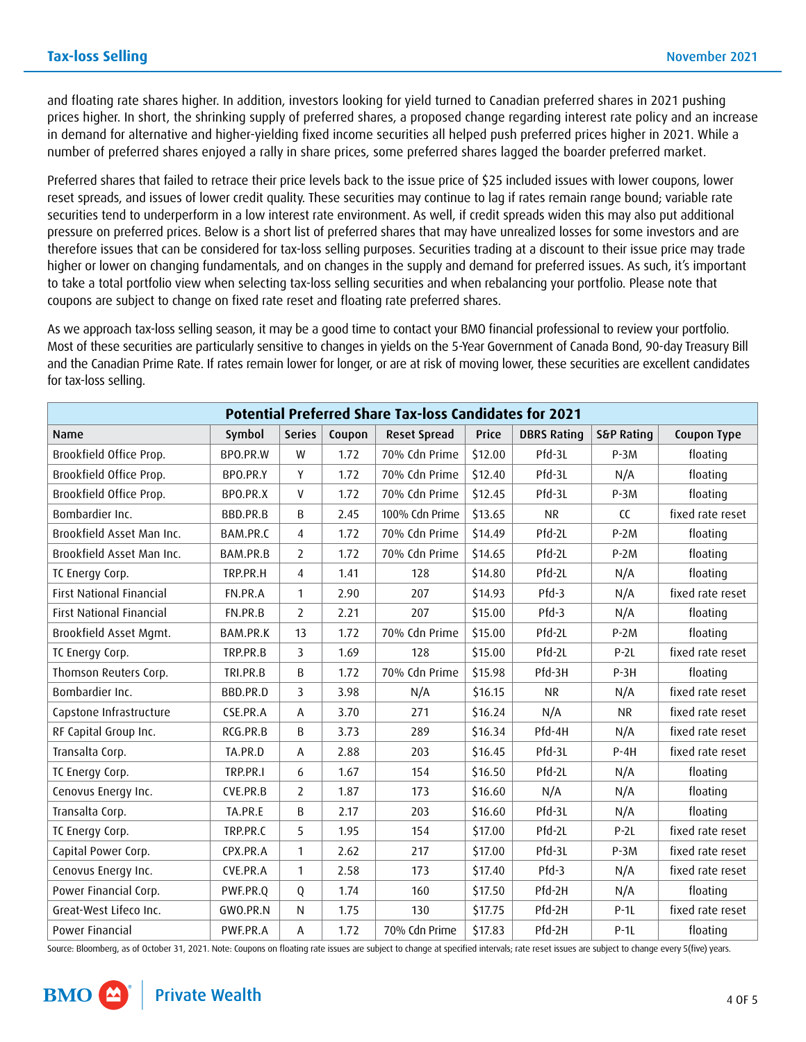and floating rate shares higher. In addition, investors looking for yield turned to Canadian preferred shares in 2021 pushing prices higher. In short, the shrinking supply of preferred shares, a proposed change regarding interest rate policy and an increase in demand for alternative and higher-yielding fixed income securities all helped push preferred prices higher in 2021. While a number of preferred shares enjoyed a rally in share prices, some preferred shares lagged the boarder preferred market.

Preferred shares that failed to retrace their price levels back to the issue price of $25 included issues with lower coupons, lower reset spreads, and issues of lower credit quality. These securities may continue to lag if rates remain range bound; variable rate securities tend to underperform in a low interest rate environment. As well, if credit spreads widen this may also put additional pressure on preferred prices. Below is a short list of preferred shares that may have unrealized losses for some investors and are therefore issues that can be considered for tax-loss selling purposes. Securities trading at a discount to their issue price may trade higher or lower on changing fundamentals, and on changes in the supply and demand for preferred issues. As such, it's important to take a total portfolio view when selecting tax-loss selling securities and when rebalancing your portfolio. Please note that coupons are subject to change on fixed rate reset and floating rate preferred shares.

As we approach tax-loss selling season, it may be a good time to contact your BMO financial professional to review your portfolio. Most of these securities are particularly sensitive to changes in yields on the 5-Year Government of Canada Bond, 90-day Treasury Bill and the Canadian Prime Rate. If rates remain lower for longer, or are at risk of moving lower, these securities are excellent candidates for tax-loss selling.

**Potential Preferred Share Tax-loss Candidates for 2021**

| Name | Symbol | Series | Coupon | Reset Spread | Price | DBRS Rating | S&P Rating | Coupon Type |
|---|---|---|---|---|---|---|---|---|
| Brookfield Office Prop. | BPO.PR.W | W | 1.72 | 70% Cdn Prime | $12.00 | Pfd-3L | P-3M | floating |
| Brookfield Office Prop. | BPO.PR.Y | Y | 1.72 | 70% Cdn Prime | $12.40 | Pfd-3L | N/A | floating |
| Brookfield Office Prop. | BPO.PR.X | V | 1.72 | 70% Cdn Prime | $12.45 | Pfd-3L | P-3M | floating |
| Bombardier Inc. | BBD.PR.B | B | 2.45 | 100% Cdn Prime | $13.65 | NR | CC | fixed rate reset |
| Brookfield Asset Man Inc. | BAM.PR.C | 4 | 1.72 | 70% Cdn Prime | $14.49 | Pfd-2L | P-2M | floating |
| Brookfield Asset Man Inc. | BAM.PR.B | 2 | 1.72 | 70% Cdn Prime | $14.65 | Pfd-2L | P-2M | floating |
| TC Energy Corp. | TRP.PR.H | 4 | 1.41 | 128 | $14.80 | Pfd-2L | N/A | floating |
| First National Financial | FN.PR.A | 1 | 2.90 | 207 | $14.93 | Pfd-3 | N/A | fixed rate reset |
| First National Financial | FN.PR.B | 2 | 2.21 | 207 | $15.00 | Pfd-3 | N/A | floating |
| Brookfield Asset Mgmt. | BAM.PR.K | 13 | 1.72 | 70% Cdn Prime | $15.00 | Pfd-2L | P-2M | floating |
| TC Energy Corp. | TRP.PR.B | 3 | 1.69 | 128 | $15.00 | Pfd-2L | P-2L | fixed rate reset |
| Thomson Reuters Corp. | TRI.PR.B | B | 1.72 | 70% Cdn Prime | $15.98 | Pfd-3H | P-3H | floating |
| Bombardier Inc. | BBD.PR.D | 3 | 3.98 | N/A | $16.15 | NR | N/A | fixed rate reset |
| Capstone Infrastructure | CSE.PR.A | A | 3.70 | 271 | $16.24 | N/A | NR | fixed rate reset |
| RF Capital Group Inc. | RCG.PR.B | B | 3.73 | 289 | $16.34 | Pfd-4H | N/A | fixed rate reset |
| Transalta Corp. | TA.PR.D | A | 2.88 | 203 | $16.45 | Pfd-3L | P-4H | fixed rate reset |
| TC Energy Corp. | TRP.PR.I | 6 | 1.67 | 154 | $16.50 | Pfd-2L | N/A | floating |
| Cenovus Energy Inc. | CVE.PR.B | 2 | 1.87 | 173 | $16.60 | N/A | N/A | floating |
| Transalta Corp. | TA.PR.E | B | 2.17 | 203 | $16.60 | Pfd-3L | N/A | floating |
| TC Energy Corp. | TRP.PR.C | 5 | 1.95 | 154 | $17.00 | Pfd-2L | P-2L | fixed rate reset |
| Capital Power Corp. | CPX.PR.A | 1 | 2.62 | 217 | $17.00 | Pfd-3L | P-3M | fixed rate reset |
| Cenovus Energy Inc. | CVE.PR.A | 1 | 2.58 | 173 | $17.40 | Pfd-3 | N/A | fixed rate reset |
| Power Financial Corp. | PWF.PR.Q | Q | 1.74 | 160 | $17.50 | Pfd-2H | N/A | floating |
| Great-West Lifeco Inc. | GWO.PR.N | N | 1.75 | 130 | $17.75 | Pfd-2H | P-1L | fixed rate reset |
| Power Financial | PWF.PR.A | A | 1.72 | 70% Cdn Prime | $17.83 | Pfd-2H | P-1L | floating |

Source: Bloomberg, as of October 31, 2021. Note: Coupons on floating rate issues are subject to change at specified intervals; rate reset issues are subject to change every 5(five) years.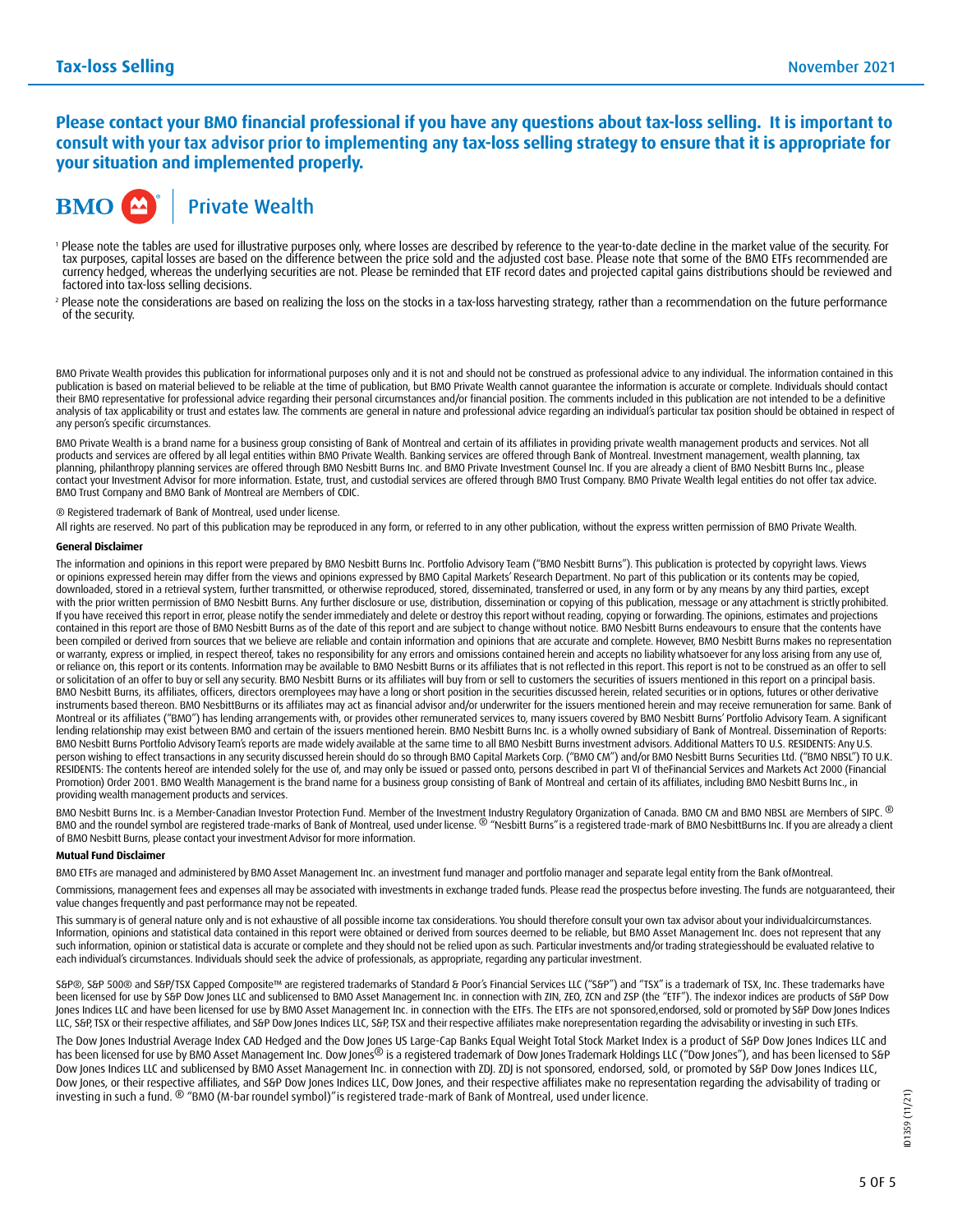**Please contact your BMO financial professional if you have any questions about tax-loss selling. It is important to consult with your tax advisor prior to implementing any tax-loss selling strategy to ensure that it is appropriate for your situation and implemented properly.**

BMO Private Wealth

[1] Please note the tables are used for illustrative purposes only, where losses are described by reference to the year-to-date decline in the market value of the security. For tax purposes, capital losses are based on the difference between the price sold and the adjusted cost base. Please note that some of the BMO ETFs recommended are currency hedged, whereas the underlying securities are not. Please be reminded that ETF record dates and projected capital gains distributions should be reviewed and factored into tax-loss selling decisions.

[2] Please note the considerations are based on realizing the loss on the stocks in a tax-loss harvesting strategy, rather than a recommendation on the future performance of the security.

BMO Private Wealth provides this publication for informational purposes only and it is not and should not be construed as professional advice to any individual. The information contained in this publication is based on material believed to be reliable at the time of publication, but BMO Private Wealth cannot guarantee the information is accurate or complete. Individuals should contact their BMO representative for professional advice regarding their personal circumstances and/or financial position. The comments included in this publication are not intended to be a definitive analysis of tax applicability or trust and estates law. The comments are general in nature and professional advice regarding an individual's particular tax position should be obtained in respect of any person's specific circumstances.

BMO Private Wealth is a brand name for a business group consisting of Bank of Montreal and certain of its affiliates in providing private wealth management products and services. Not all products and services are offered by all legal entities within BMO Private Wealth. Banking services are offered through Bank of Montreal. Investment management, wealth planning, tax planning, philanthropy planning services are offered through BMO Nesbitt Burns Inc. and BMO Private Investment Counsel Inc. If you are already a client of BMO Nesbitt Burns Inc., please contact your Investment Advisor for more information. Estate, trust, and custodial services are offered through BMO Trust Company. BMO Private Wealth legal entities do not offer tax advice. BMO Trust Company and BMO Bank of Montreal are Members of CDIC.

® Registered trademark of Bank of Montreal, used under license.

All rights are reserved. No part of this publication may be reproduced in any form, or referred to in any other publication, without the express written permission of BMO Private Wealth.

**General Disclaimer**

The information and opinions in this report were prepared by BMO Nesbitt Burns Inc. Portfolio Advisory Team ("BMO Nesbitt Burns"). This publication is protected by copyright laws. Views or opinions expressed herein may differ from the views and opinions expressed by BMO Capital Markets' Research Department. No part of this publication or its contents may be copied, downloaded, stored in a retrieval system, further transmitted, or otherwise reproduced, stored, disseminated, transferred or used, in any form or by any means by any third parties, except with the prior written permission of BMO Nesbitt Burns. Any further disclosure or use, distribution, dissemination or copying of this publication, message or any attachment is strictly prohibited. If you have received this report in error, please notify the sender immediately and delete or destroy this report without reading, copying or forwarding. The opinions, estimates and projections contained in this report are those of BMO Nesbitt Burns as of the date of this report and are subject to change without notice. BMO Nesbitt Burns endeavours to ensure that the contents have been compiled or derived from sources that we believe are reliable and contain information and opinions that are accurate and complete. However, BMO Nesbitt Burns makes no representation or warranty, express or implied, in respect thereof, takes no responsibility for any errors and omissions contained herein and accepts no liability whatsoever for any loss arising from any use of, or reliance on, this report or its contents. Information may be available to BMO Nesbitt Burns or its affiliates that is not reflected in this report. This report is not to be construed as an offer to sell or solicitation of an offer to buy or sell any security. BMO Nesbitt Burns or its affiliates will buy from or sell to customers the securities of issuers mentioned in this report on a principal basis. BMO Nesbitt Burns, its affiliates, officers, directors oremployees may have a long or short position in the securities discussed herein, related securities or in options, futures or other derivative instruments based thereon. BMO NesbittBurns or its affiliates may act as financial advisor and/or underwriter for the issuers mentioned herein and may receive remuneration for same. Bank of Montreal or its affiliates ("BMO") has lending arrangements with, or provides other remunerated services to, many issuers covered by BMO Nesbitt Burns' Portfolio Advisory Team. A significant lending relationship may exist between BMO and certain of the issuers mentioned herein. BMO Nesbitt Burns Inc. is a wholly owned subsidiary of Bank of Montreal. Dissemination of Reports: BMO Nesbitt Burns Portfolio Advisory Team's reports are made widely available at the same time to all BMO Nesbitt Burns investment advisors. Additional Matters TO U.S. RESIDENTS: Any U.S. person wishing to effect transactions in any security discussed herein should do so through BMO Capital Markets Corp. ("BMO CM") and/or BMO Nesbitt Burns Securities Ltd. ("BMO NBSL") TO U.K. RESIDENTS: The contents hereof are intended solely for the use of, and may only be issued or passed onto, persons described in part VI of theFinancial Services and Markets Act 2000 (Financial Promotion) Order 2001. BMO Wealth Management is the brand name for a business group consisting of Bank of Montreal and certain of its affiliates, including BMO Nesbitt Burns Inc., in providing wealth management products and services.

BMO Nesbitt Burns Inc. is a Member-Canadian Investor Protection Fund. Member of the Investment Industry Regulatory Organization of Canada. BMO CM and BMO NBSL are Members of SIPC. ® BMO and the roundel symbol are registered trade-marks of Bank of Montreal, used under license. ® "Nesbitt Burns" is a registered trade-mark of BMO NesbittBurns Inc. If you are already a client of BMO Nesbitt Burns, please contact your Investment Advisor for more information.

**Mutual Fund Disclaimer**

BMO ETFs are managed and administered by BMO Asset Management Inc. an investment fund manager and portfolio manager and separate legal entity from the Bank ofMontreal.

Commissions, management fees and expenses all may be associated with investments in exchange traded funds. Please read the prospectus before investing. The funds are notguaranteed, their value changes frequently and past performance may not be repeated.

This summary is of general nature only and is not exhaustive of all possible income tax considerations. You should therefore consult your own tax advisor about your individualcircumstances. Information, opinions and statistical data contained in this report were obtained or derived from sources deemed to be reliable, but BMO Asset Management Inc. does not represent that any such information, opinion or statistical data is accurate or complete and they should not be relied upon as such. Particular investments and/or trading strategiesshould be evaluated relative to each individual's circumstances. Individuals should seek the advice of professionals, as appropriate, regarding any particular investment.

S&P®, S&P 500® and S&P/TSX Capped Composite™ are registered trademarks of Standard & Poor's Financial Services LLC ("S&P") and "TSX" is a trademark of TSX, Inc. These trademarks have been licensed for use by S&P Dow Jones LLC and sublicensed to BMO Asset Management Inc. in connection with ZIN, ZEO, ZCN and ZSP (the "ETF"). The indexor indices are products of S&P Dow Jones Indices LLC and have been licensed for use by BMO Asset Management Inc. in connection with the ETFs. The ETFs are not sponsored,endorsed, sold or promoted by S&P Dow Jones Indices LLC, S&P, TSX or their respective affiliates, and S&P Dow Jones Indices LLC, S&P, TSX and their respective affiliates make norepresentation regarding the advisability or investing in such ETFs.

The Dow Jones Industrial Average Index CAD Hedged and the Dow Jones US Large-Cap Banks Equal Weight Total Stock Market Index is a product of S&P Dow Jones Indices LLC and has been licensed for use by BMO Asset Management Inc. Dow Jones® is a registered trademark of Dow Jones Trademark Holdings LLC ("Dow Jones"), and has been licensed to S&P Dow Jones Indices LLC and sublicensed by BMO Asset Management Inc. in connection with ZDJ. ZDJ is not sponsored, endorsed, sold, or promoted by S&P Dow Jones Indices LLC, Dow Jones, or their respective affiliates, and S&P Dow Jones Indices LLC, Dow Jones, and their respective affiliates make no representation regarding the advisability of trading or investing in such a fund. ® "BMO (M-bar roundel symbol)" is registered trade-mark of Bank of Montreal, used under licence.

ID1359 (11/21)